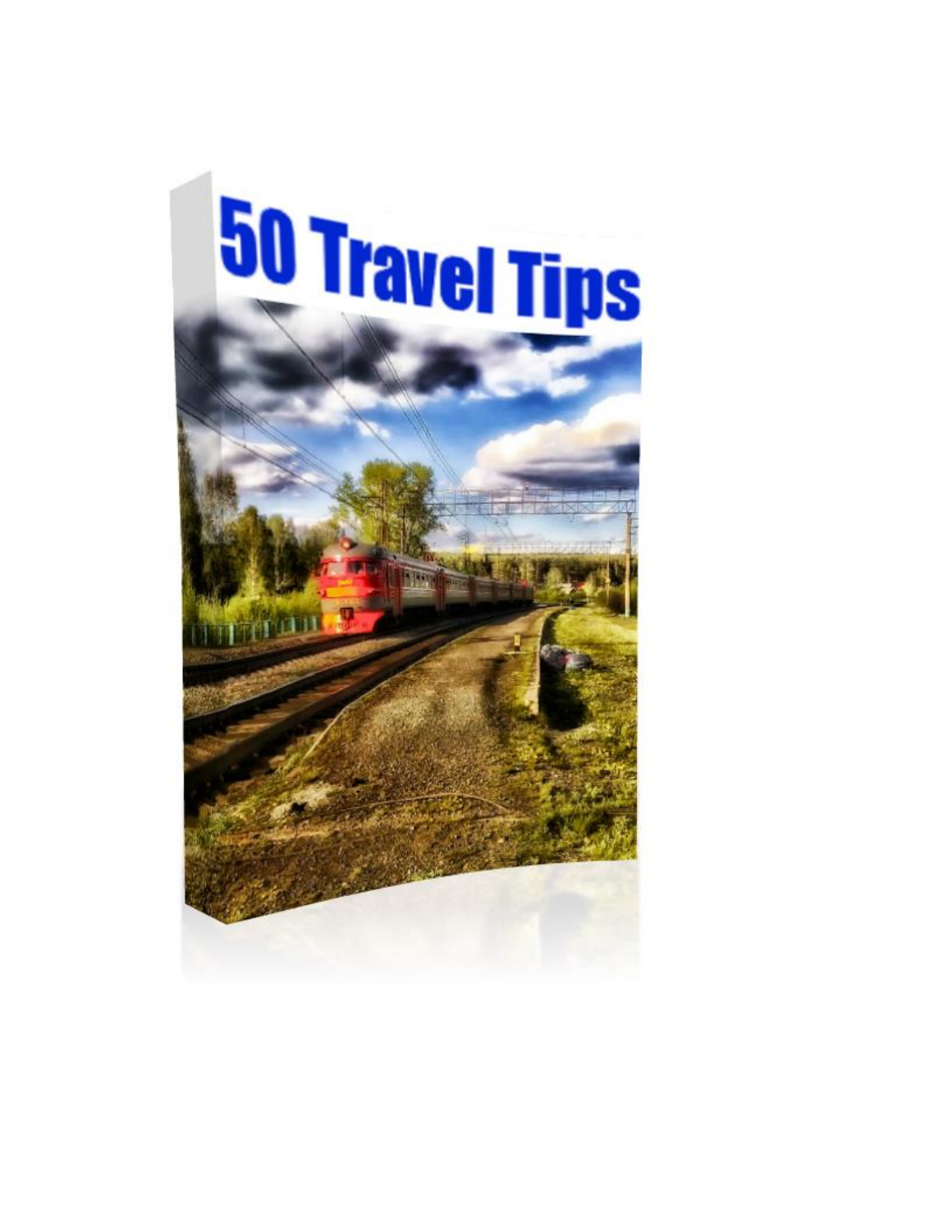# 50 Travel Tips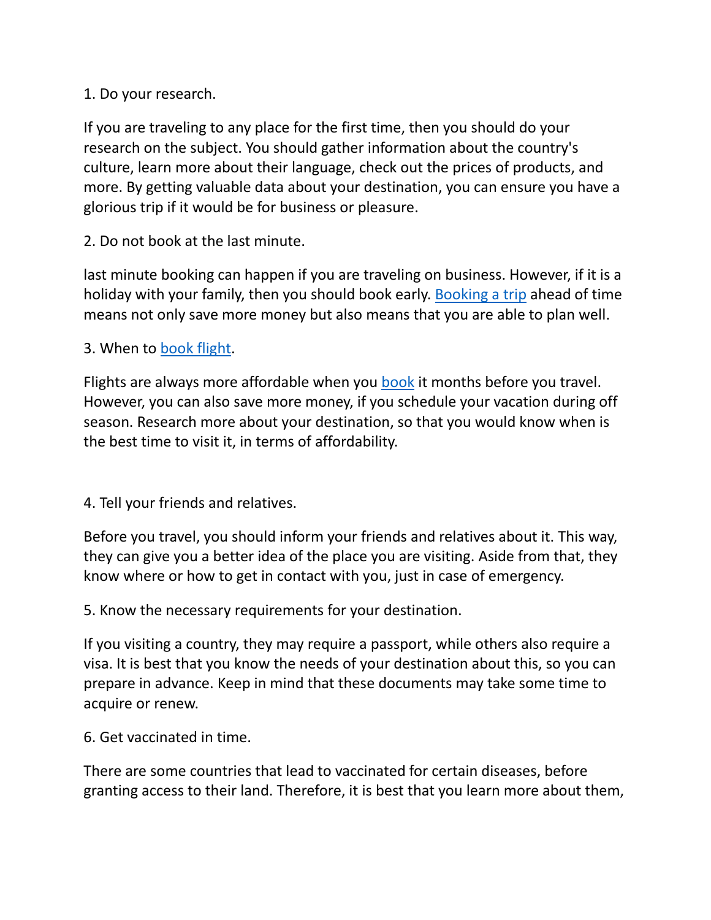1. Do your research.

If you are traveling to any place for the first time, then you should do your research on the subject. You should gather information about the country's culture, learn more about their language, check out the prices of products, and more. By getting valuable data about your destination, you can ensure you have a glorious trip if it would be for business or pleasure.

2. Do not book at the last minute.

last minute booking can happen if you are traveling on business. However, if it is a holiday with your family, then you should book early. Booking a trip ahead of time means not only save more money but also means that you are able to plan well.

3. When to book flight.

Flights are always more affordable when you book it months before you travel. However, you can also save more money, if you schedule your vacation during off season. Research more about your destination, so that you would know when is the best time to visit it, in terms of affordability.

4. Tell your friends and relatives.

Before you travel, you should inform your friends and relatives about it. This way, they can give you a better idea of the place you are visiting. Aside from that, they know where or how to get in contact with you, just in case of emergency.

5. Know the necessary requirements for your destination.

If you visiting a country, they may require a passport, while others also require a visa. It is best that you know the needs of your destination about this, so you can prepare in advance. Keep in mind that these documents may take some time to acquire or renew.

6. Get vaccinated in time.

There are some countries that lead to vaccinated for certain diseases, before granting access to their land. Therefore, it is best that you learn more about them,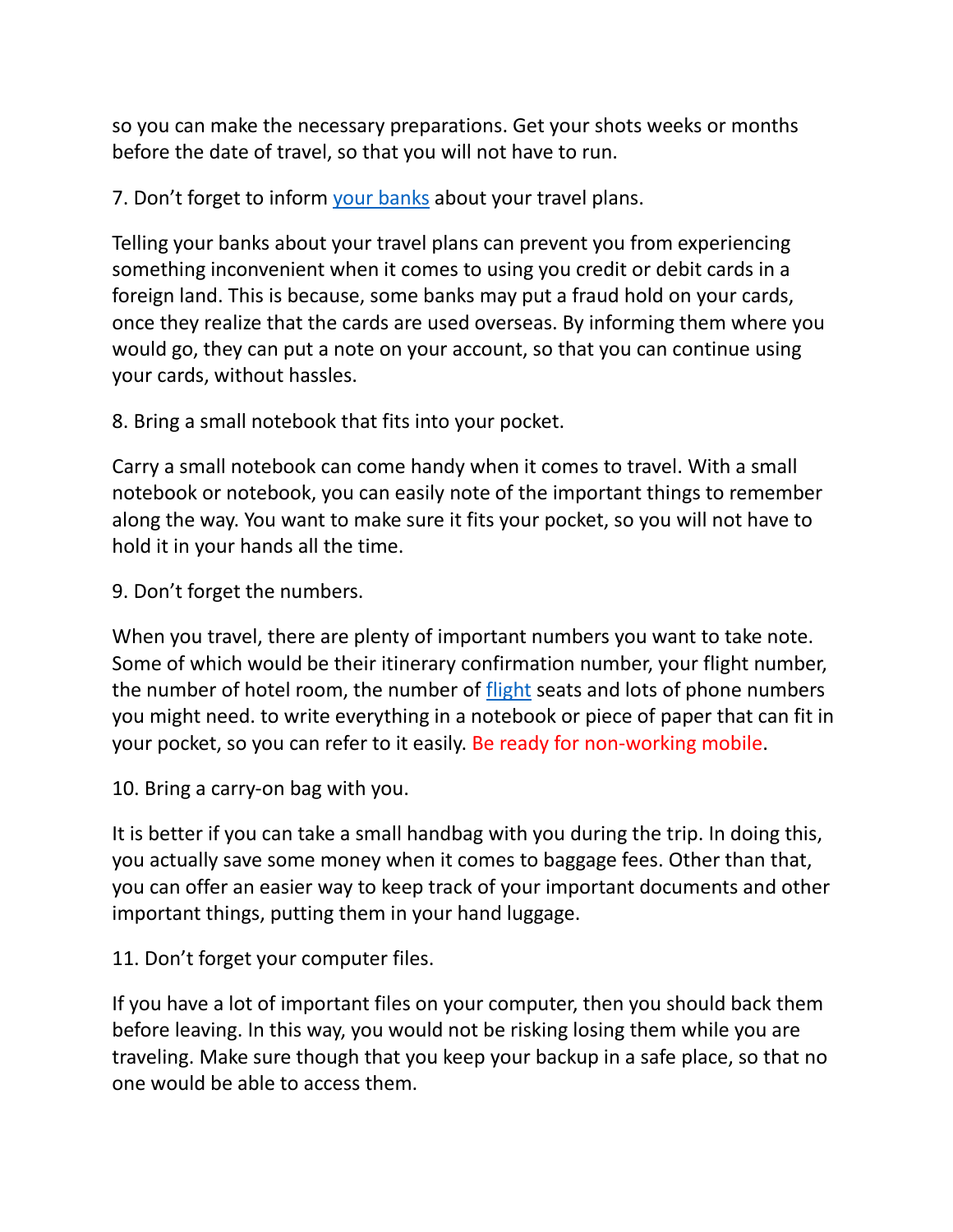so you can make the necessary preparations. Get your shots weeks or months before the date of travel, so that you will not have to run.

7. Don't forget to inform your banks about your travel plans.

Telling your banks about your travel plans can prevent you from experiencing something inconvenient when it comes to using you credit or debit cards in a foreign land. This is because, some banks may put a fraud hold on your cards, once they realize that the cards are used overseas. By informing them where you would go, they can put a note on your account, so that you can continue using your cards, without hassles.

8. Bring a small notebook that fits into your pocket.

Carry a small notebook can come handy when it comes to travel. With a small notebook or notebook, you can easily note of the important things to remember along the way. You want to make sure it fits your pocket, so you will not have to hold it in your hands all the time.

9. Don't forget the numbers.

When you travel, there are plenty of important numbers you want to take note. Some of which would be their itinerary confirmation number, your flight number, the number of hotel room, the number of flight seats and lots of phone numbers you might need. to write everything in a notebook or piece of paper that can fit in your pocket, so you can refer to it easily. Be ready for non-working mobile.

10. Bring a carry-on bag with you.

It is better if you can take a small handbag with you during the trip. In doing this, you actually save some money when it comes to baggage fees. Other than that, you can offer an easier way to keep track of your important documents and other important things, putting them in your hand luggage.

11. Don't forget your computer files.

If you have a lot of important files on your computer, then you should back them before leaving. In this way, you would not be risking losing them while you are traveling. Make sure though that you keep your backup in a safe place, so that no one would be able to access them.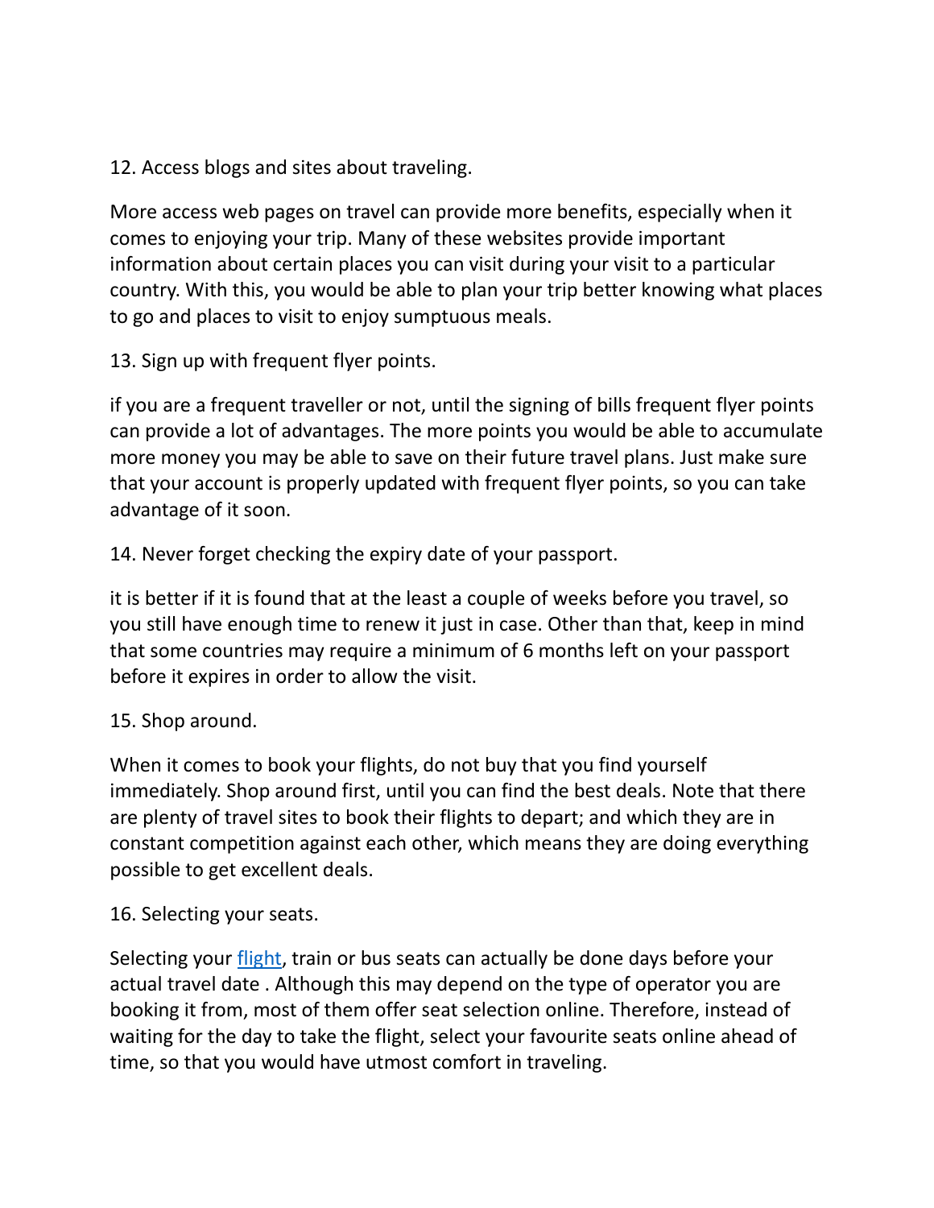12. Access blogs and sites about traveling.

More access web pages on travel can provide more benefits, especially when it comes to enjoying your trip. Many of these websites provide important information about certain places you can visit during your visit to a particular country. With this, you would be able to plan your trip better knowing what places to go and places to visit to enjoy sumptuous meals.

13. Sign up with frequent flyer points.

if you are a frequent traveller or not, until the signing of bills frequent flyer points can provide a lot of advantages. The more points you would be able to accumulate more money you may be able to save on their future travel plans. Just make sure that your account is properly updated with frequent flyer points, so you can take advantage of it soon.

14. Never forget checking the expiry date of your passport.

it is better if it is found that at the least a couple of weeks before you travel, so you still have enough time to renew it just in case. Other than that, keep in mind that some countries may require a minimum of 6 months left on your passport before it expires in order to allow the visit.

15. Shop around.

When it comes to book your flights, do not buy that you find yourself immediately. Shop around first, until you can find the best deals. Note that there are plenty of travel sites to book their flights to depart; and which they are in constant competition against each other, which means they are doing everything possible to get excellent deals.

16. Selecting your seats.

Selecting your [flight](), train or bus seats can actually be done days before your actual travel date . Although this may depend on the type of operator you are booking it from, most of them offer seat selection online. Therefore, instead of waiting for the day to take the flight, select your favourite seats online ahead of time, so that you would have utmost comfort in traveling.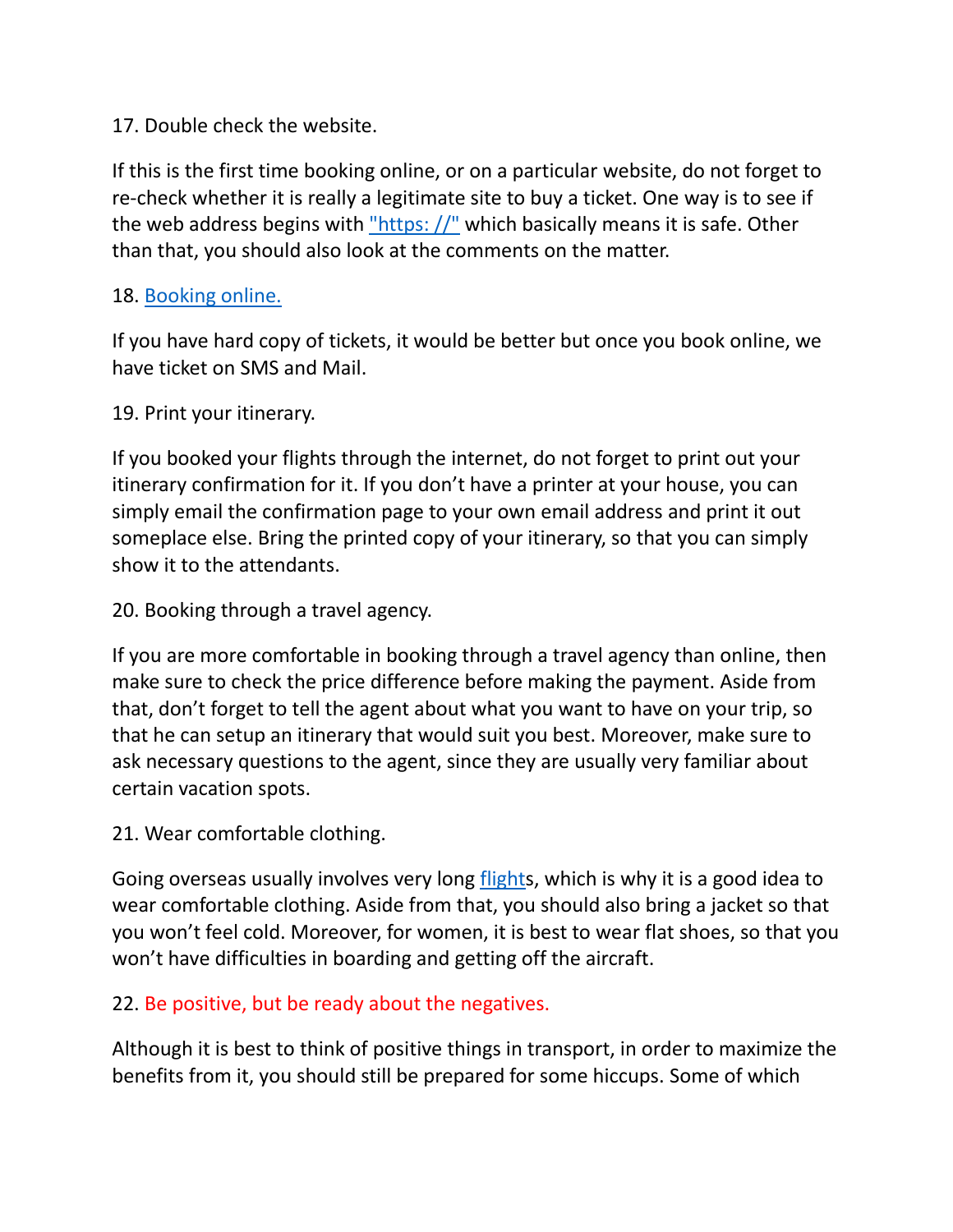17. Double check the website.

If this is the first time booking online, or on a particular website, do not forget to re-check whether it is really a legitimate site to buy a ticket. One way is to see if the web address begins with "https: //" which basically means it is safe. Other than that, you should also look at the comments on the matter.

18. Booking online.

If you have hard copy of tickets, it would be better but once you book online, we have ticket on SMS and Mail.

19. Print your itinerary.

If you booked your flights through the internet, do not forget to print out your itinerary confirmation for it. If you don't have a printer at your house, you can simply email the confirmation page to your own email address and print it out someplace else. Bring the printed copy of your itinerary, so that you can simply show it to the attendants.

20. Booking through a travel agency.

If you are more comfortable in booking through a travel agency than online, then make sure to check the price difference before making the payment. Aside from that, don't forget to tell the agent about what you want to have on your trip, so that he can setup an itinerary that would suit you best. Moreover, make sure to ask necessary questions to the agent, since they are usually very familiar about certain vacation spots.

21. Wear comfortable clothing.

Going overseas usually involves very long flights, which is why it is a good idea to wear comfortable clothing. Aside from that, you should also bring a jacket so that you won't feel cold. Moreover, for women, it is best to wear flat shoes, so that you won't have difficulties in boarding and getting off the aircraft.

22. Be positive, but be ready about the negatives.

Although it is best to think of positive things in transport, in order to maximize the benefits from it, you should still be prepared for some hiccups. Some of which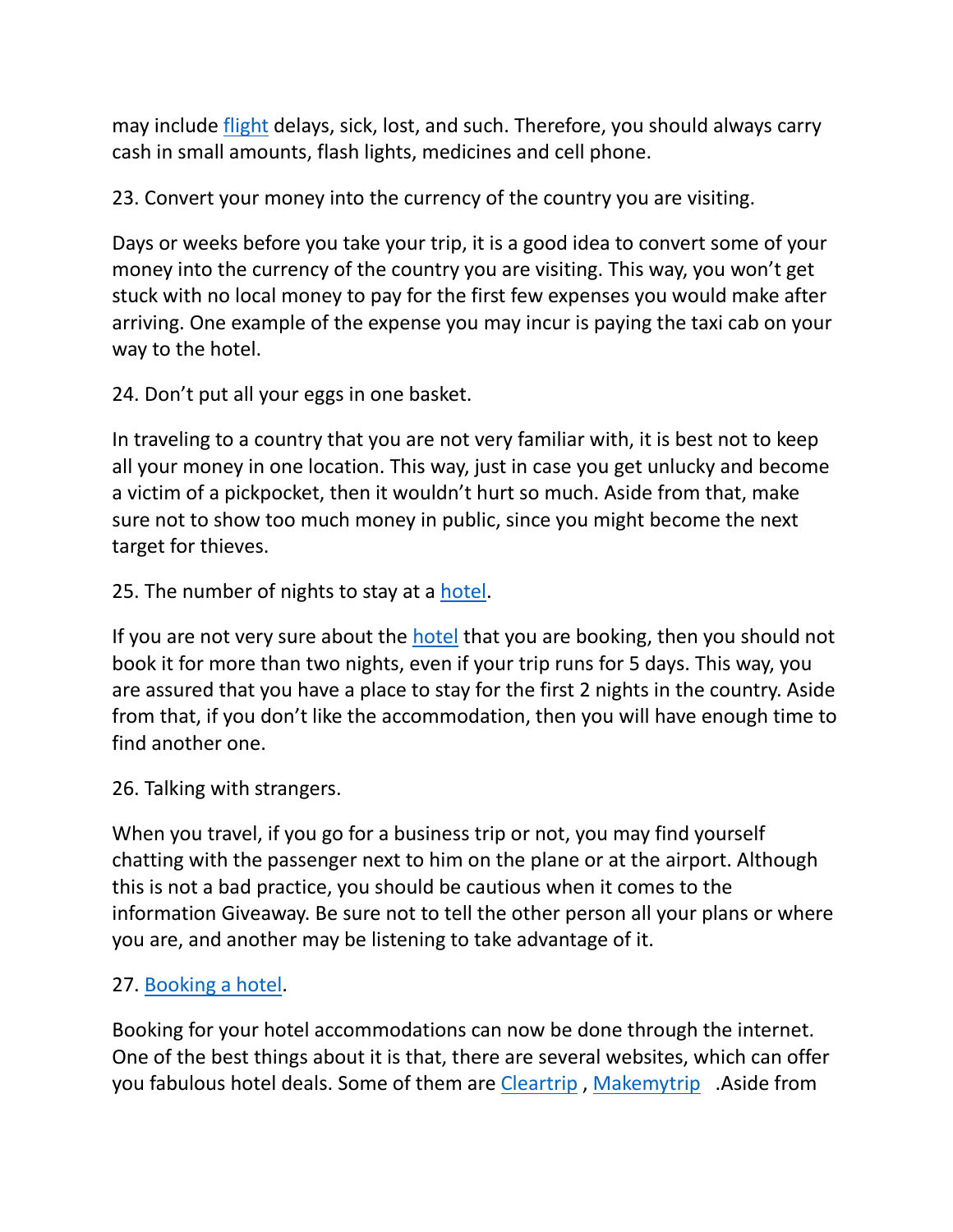may include flight delays, sick, lost, and such. Therefore, you should always carry cash in small amounts, flash lights, medicines and cell phone.

23. Convert your money into the currency of the country you are visiting.

Days or weeks before you take your trip, it is a good idea to convert some of your money into the currency of the country you are visiting. This way, you won't get stuck with no local money to pay for the first few expenses you would make after arriving. One example of the expense you may incur is paying the taxi cab on your way to the hotel.

24. Don't put all your eggs in one basket.

In traveling to a country that you are not very familiar with, it is best not to keep all your money in one location. This way, just in case you get unlucky and become a victim of a pickpocket, then it wouldn't hurt so much. Aside from that, make sure not to show too much money in public, since you might become the next target for thieves.

25. The number of nights to stay at a hotel.

If you are not very sure about the hotel that you are booking, then you should not book it for more than two nights, even if your trip runs for 5 days. This way, you are assured that you have a place to stay for the first 2 nights in the country. Aside from that, if you don't like the accommodation, then you will have enough time to find another one.

26. Talking with strangers.

When you travel, if you go for a business trip or not, you may find yourself chatting with the passenger next to him on the plane or at the airport. Although this is not a bad practice, you should be cautious when it comes to the information Giveaway. Be sure not to tell the other person all your plans or where you are, and another may be listening to take advantage of it.

27. Booking a hotel.

Booking for your hotel accommodations can now be done through the internet. One of the best things about it is that, there are several websites, which can offer you fabulous hotel deals. Some of them are Cleartrip , Makemytrip .Aside from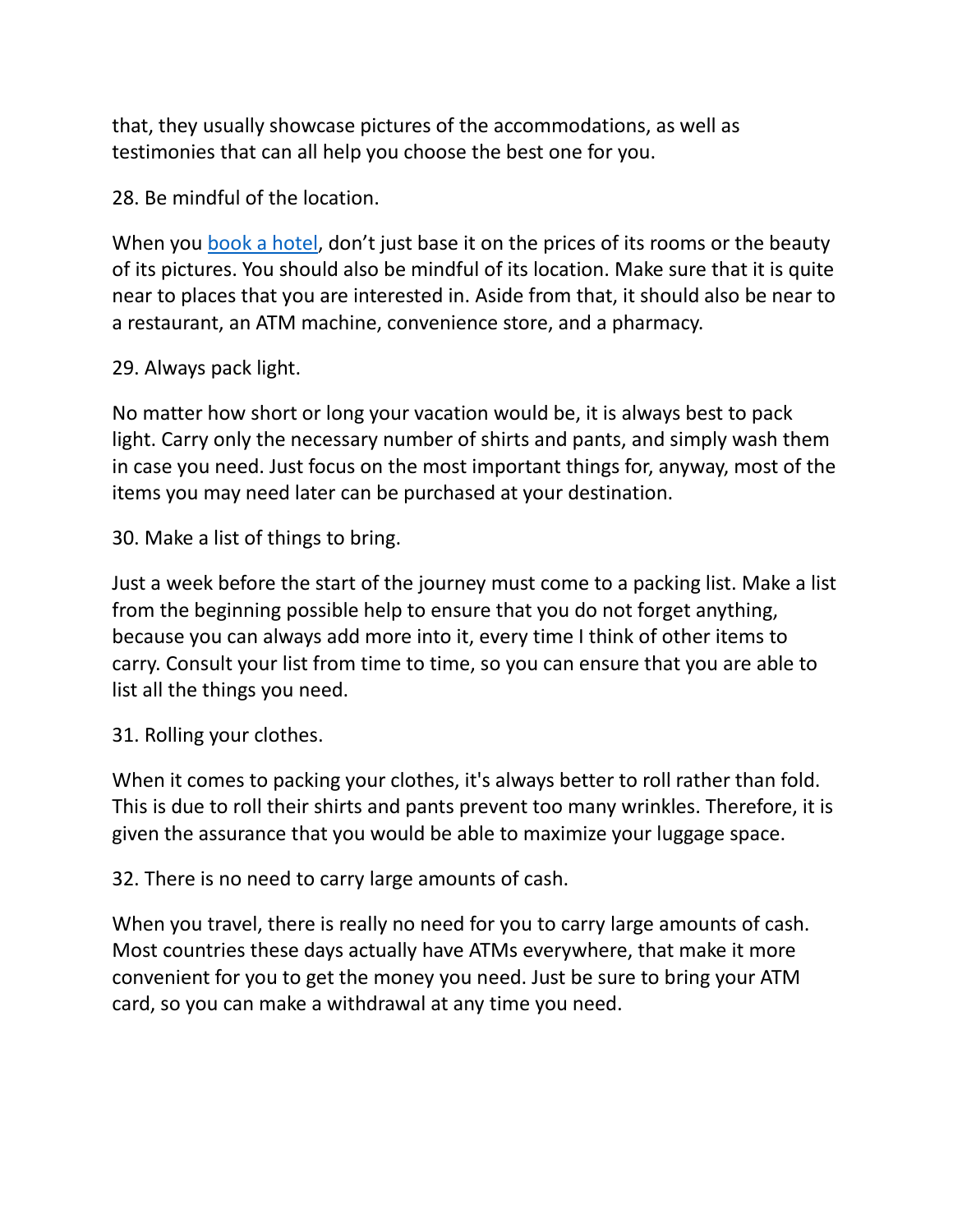that, they usually showcase pictures of the accommodations, as well as testimonies that can all help you choose the best one for you.

28. Be mindful of the location.

When you [book a hotel](), don't just base it on the prices of its rooms or the beauty of its pictures. You should also be mindful of its location. Make sure that it is quite near to places that you are interested in. Aside from that, it should also be near to a restaurant, an ATM machine, convenience store, and a pharmacy.

29. Always pack light.

No matter how short or long your vacation would be, it is always best to pack light. Carry only the necessary number of shirts and pants, and simply wash them in case you need. Just focus on the most important things for, anyway, most of the items you may need later can be purchased at your destination.

30. Make a list of things to bring.

Just a week before the start of the journey must come to a packing list. Make a list from the beginning possible help to ensure that you do not forget anything, because you can always add more into it, every time I think of other items to carry. Consult your list from time to time, so you can ensure that you are able to list all the things you need.

31. Rolling your clothes.

When it comes to packing your clothes, it's always better to roll rather than fold. This is due to roll their shirts and pants prevent too many wrinkles. Therefore, it is given the assurance that you would be able to maximize your luggage space.

32. There is no need to carry large amounts of cash.

When you travel, there is really no need for you to carry large amounts of cash. Most countries these days actually have ATMs everywhere, that make it more convenient for you to get the money you need. Just be sure to bring your ATM card, so you can make a withdrawal at any time you need.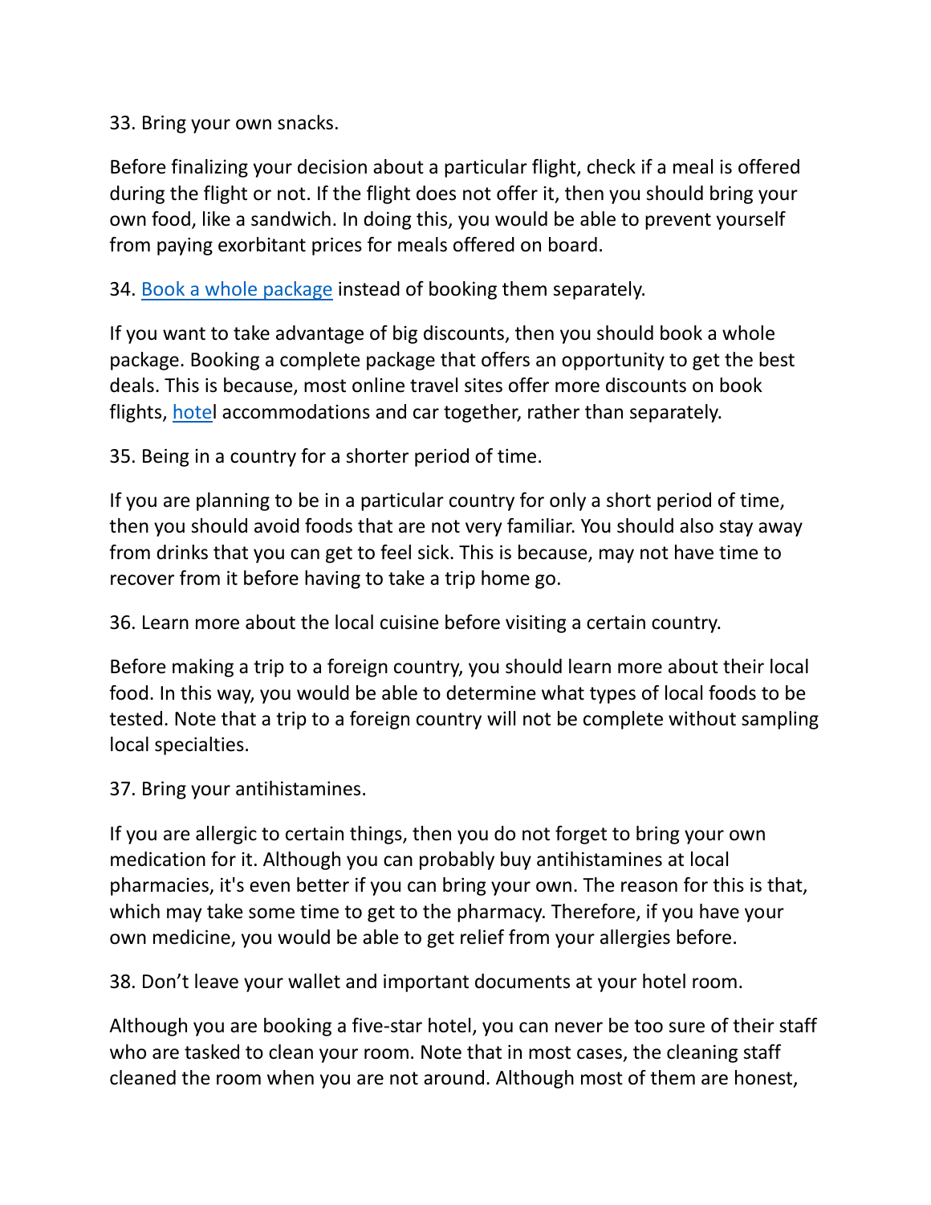33. Bring your own snacks.

Before finalizing your decision about a particular flight, check if a meal is offered during the flight or not. If the flight does not offer it, then you should bring your own food, like a sandwich. In doing this, you would be able to prevent yourself from paying exorbitant prices for meals offered on board.

34. Book a whole package instead of booking them separately.

If you want to take advantage of big discounts, then you should book a whole package. Booking a complete package that offers an opportunity to get the best deals. This is because, most online travel sites offer more discounts on book flights, hotel accommodations and car together, rather than separately.

35. Being in a country for a shorter period of time.

If you are planning to be in a particular country for only a short period of time, then you should avoid foods that are not very familiar. You should also stay away from drinks that you can get to feel sick. This is because, may not have time to recover from it before having to take a trip home go.

36. Learn more about the local cuisine before visiting a certain country.

Before making a trip to a foreign country, you should learn more about their local food. In this way, you would be able to determine what types of local foods to be tested. Note that a trip to a foreign country will not be complete without sampling local specialties.

37. Bring your antihistamines.

If you are allergic to certain things, then you do not forget to bring your own medication for it. Although you can probably buy antihistamines at local pharmacies, it's even better if you can bring your own. The reason for this is that, which may take some time to get to the pharmacy. Therefore, if you have your own medicine, you would be able to get relief from your allergies before.

38. Don't leave your wallet and important documents at your hotel room.

Although you are booking a five-star hotel, you can never be too sure of their staff who are tasked to clean your room. Note that in most cases, the cleaning staff cleaned the room when you are not around. Although most of them are honest,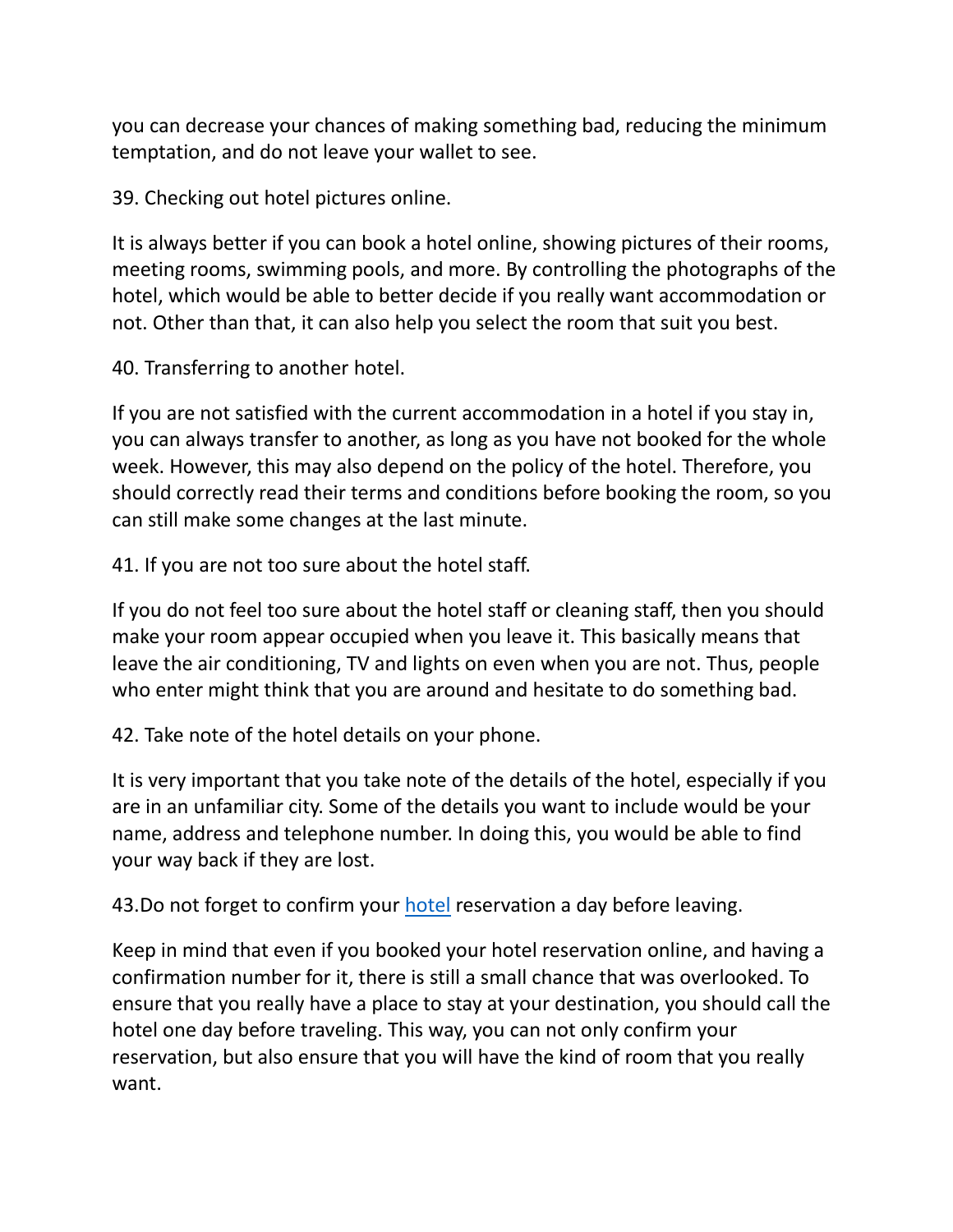you can decrease your chances of making something bad, reducing the minimum temptation, and do not leave your wallet to see.

39. Checking out hotel pictures online.

It is always better if you can book a hotel online, showing pictures of their rooms, meeting rooms, swimming pools, and more. By controlling the photographs of the hotel, which would be able to better decide if you really want accommodation or not. Other than that, it can also help you select the room that suit you best.

40. Transferring to another hotel.

If you are not satisfied with the current accommodation in a hotel if you stay in, you can always transfer to another, as long as you have not booked for the whole week. However, this may also depend on the policy of the hotel. Therefore, you should correctly read their terms and conditions before booking the room, so you can still make some changes at the last minute.

41. If you are not too sure about the hotel staff.

If you do not feel too sure about the hotel staff or cleaning staff, then you should make your room appear occupied when you leave it. This basically means that leave the air conditioning, TV and lights on even when you are not. Thus, people who enter might think that you are around and hesitate to do something bad.

42. Take note of the hotel details on your phone.

It is very important that you take note of the details of the hotel, especially if you are in an unfamiliar city. Some of the details you want to include would be your name, address and telephone number. In doing this, you would be able to find your way back if they are lost.

43.Do not forget to confirm your [hotel](#) reservation a day before leaving.

Keep in mind that even if you booked your hotel reservation online, and having a confirmation number for it, there is still a small chance that was overlooked. To ensure that you really have a place to stay at your destination, you should call the hotel one day before traveling. This way, you can not only confirm your reservation, but also ensure that you will have the kind of room that you really want.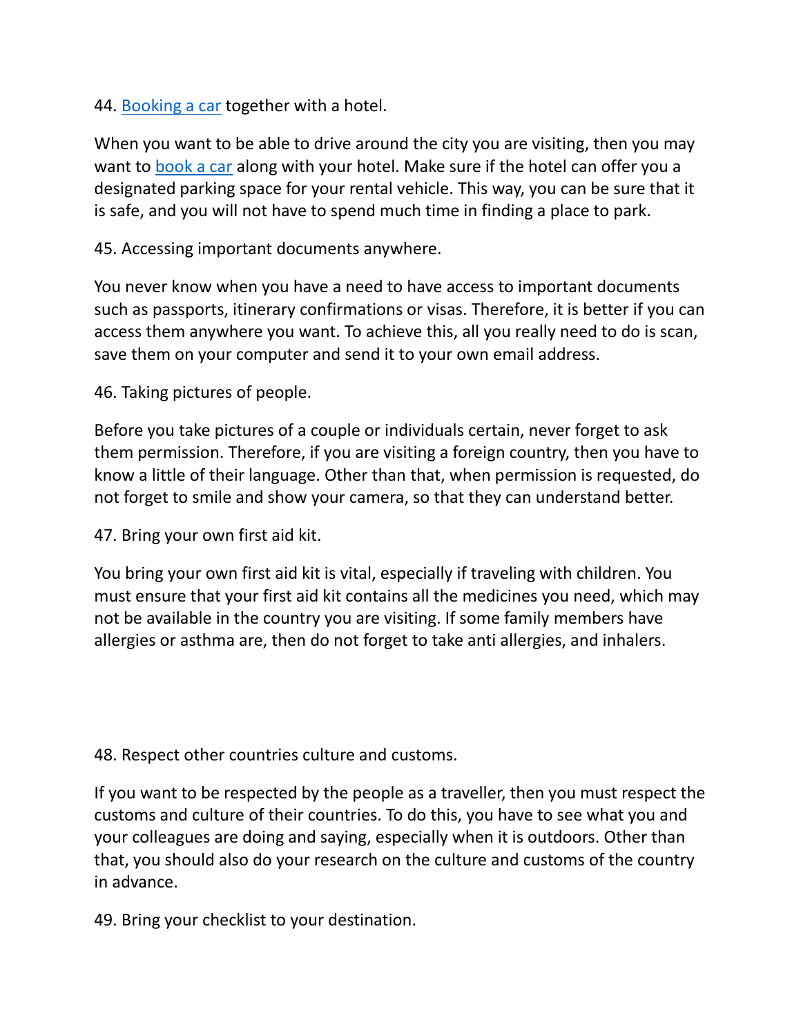44. [Booking a car] together with a hotel.

When you want to be able to drive around the city you are visiting, then you may want to [book a car] along with your hotel. Make sure if the hotel can offer you a designated parking space for your rental vehicle. This way, you can be sure that it is safe, and you will not have to spend much time in finding a place to park.

45. Accessing important documents anywhere.

You never know when you have a need to have access to important documents such as passports, itinerary confirmations or visas. Therefore, it is better if you can access them anywhere you want. To achieve this, all you really need to do is scan, save them on your computer and send it to your own email address.

46. Taking pictures of people.

Before you take pictures of a couple or individuals certain, never forget to ask them permission. Therefore, if you are visiting a foreign country, then you have to know a little of their language. Other than that, when permission is requested, do not forget to smile and show your camera, so that they can understand better.

47. Bring your own first aid kit.

You bring your own first aid kit is vital, especially if traveling with children. You must ensure that your first aid kit contains all the medicines you need, which may not be available in the country you are visiting. If some family members have allergies or asthma are, then do not forget to take anti allergies, and inhalers.

48. Respect other countries culture and customs.

If you want to be respected by the people as a traveller, then you must respect the customs and culture of their countries. To do this, you have to see what you and your colleagues are doing and saying, especially when it is outdoors. Other than that, you should also do your research on the culture and customs of the country in advance.

49. Bring your checklist to your destination.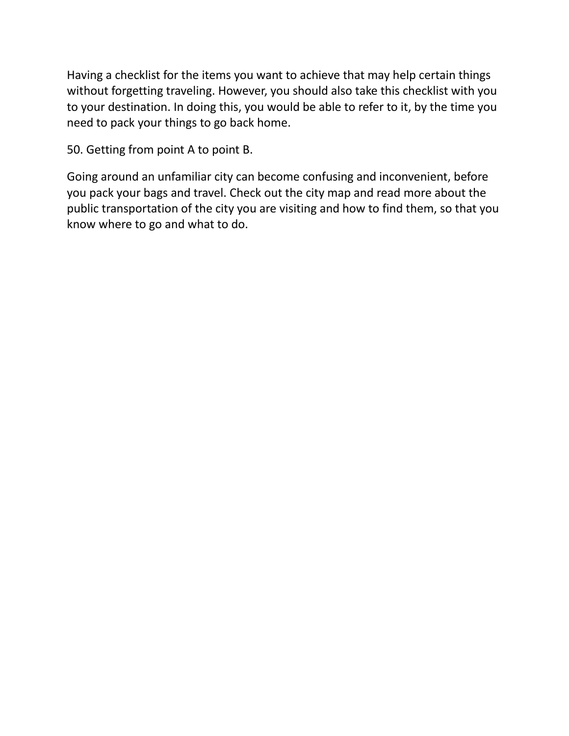Having a checklist for the items you want to achieve that may help certain things without forgetting traveling. However, you should also take this checklist with you to your destination. In doing this, you would be able to refer to it, by the time you need to pack your things to go back home.

50. Getting from point A to point B.

Going around an unfamiliar city can become confusing and inconvenient, before you pack your bags and travel. Check out the city map and read more about the public transportation of the city you are visiting and how to find them, so that you know where to go and what to do.